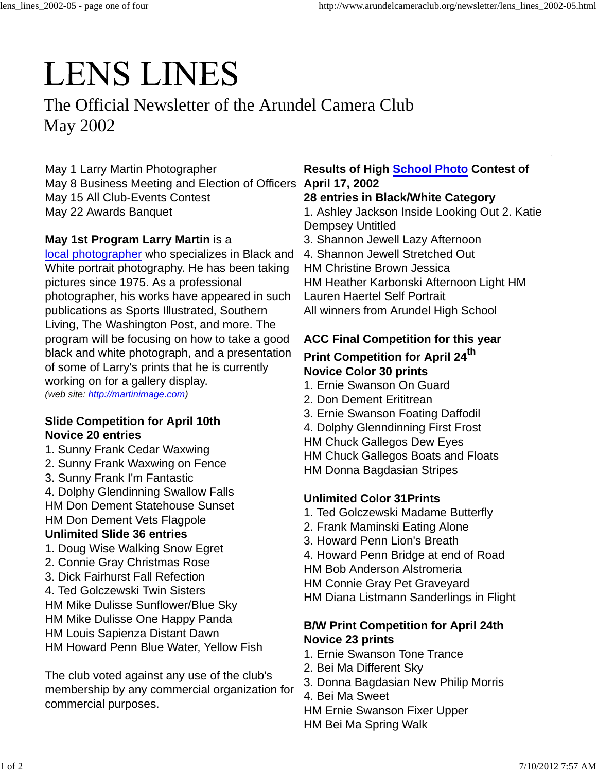# LENS LINES

The Official Newsletter of the Arundel Camera Club
May 2002

---

May 1 Larry Martin Photographer
May 8 Business Meeting and Election of Officers
May 15 All Club-Events Contest
May 22 Awards Banquet

**May 1st Program Larry Martin** is a local photographer who specializes in Black and White portrait photography. He has been taking pictures since 1975. As a professional photographer, his works have appeared in such publications as Sports Illustrated, Southern Living, The Washington Post, and more. The program will be focusing on how to take a good black and white photograph, and a presentation of some of Larry's prints that he is currently working on for a gallery display.
*(web site: http://martinimage.com)*

**Slide Competition for April 10th**
**Novice 20 entries**
1. Sunny Frank Cedar Waxwing
2. Sunny Frank Waxwing on Fence
3. Sunny Frank I'm Fantastic
4. Dolphy Glendinning Swallow Falls
HM Don Dement Statehouse Sunset
HM Don Dement Vets Flagpole

**Unlimited Slide 36 entries**
1. Doug Wise Walking Snow Egret
2. Connie Gray Christmas Rose
3. Dick Fairhurst Fall Refection
4. Ted Golczewski Twin Sisters
HM Mike Dulisse Sunflower/Blue Sky
HM Mike Dulisse One Happy Panda
HM Louis Sapienza Distant Dawn
HM Howard Penn Blue Water, Yellow Fish

The club voted against any use of the club's membership by any commercial organization for commercial purposes.

**Results of High School Photo Contest of April 17, 2002**
**28 entries in Black/White Category**
1. Ashley Jackson Inside Looking Out 2. Katie Dempsey Untitled
3. Shannon Jewell Lazy Afternoon
4. Shannon Jewell Stretched Out
HM Christine Brown Jessica
HM Heather Karbonski Afternoon Light HM Lauren Haertel Self Portrait
All winners from Arundel High School

**ACC Final Competition for this year**
**Print Competition for April 24th**
**Novice Color 30 prints**
1. Ernie Swanson On Guard
2. Don Dement Erititrean
3. Ernie Swanson Foating Daffodil
4. Dolphy Glenndinning First Frost
HM Chuck Gallegos Dew Eyes
HM Chuck Gallegos Boats and Floats
HM Donna Bagdasian Stripes

**Unlimited Color 31Prints**
1. Ted Golczewski Madame Butterfly
2. Frank Maminski Eating Alone
3. Howard Penn Lion's Breath
4. Howard Penn Bridge at end of Road
HM Bob Anderson Alstromeria
HM Connie Gray Pet Graveyard
HM Diana Listmann Sanderlings in Flight

**B/W Print Competition for April 24th**
**Novice 23 prints**
1. Ernie Swanson Tone Trance
2. Bei Ma Different Sky
3. Donna Bagdasian New Philip Morris
4. Bei Ma Sweet
HM Ernie Swanson Fixer Upper
HM Bei Ma Spring Walk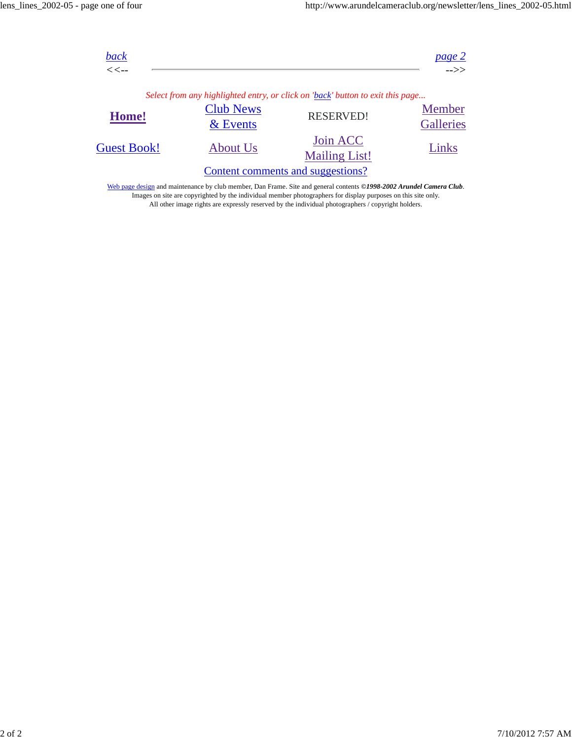back
<<--

page 2
-->>

*Select from any highlighted entry, or click on 'back' button to exit this page...*

| | | | |
|---|---|---|---|
| **Home!** | Club News & Events | RESERVED! | Member Galleries |
| Guest Book! | About Us | Join ACC Mailing List! | Links |

Content comments and suggestions?

Web page design and maintenance by club member, Dan Frame. Site and general contents ***©1998-2002 Arundel Camera Club***.
Images on site are copyrighted by the individual member photographers for display purposes on this site only.
All other image rights are expressly reserved by the individual photographers / copyright holders.